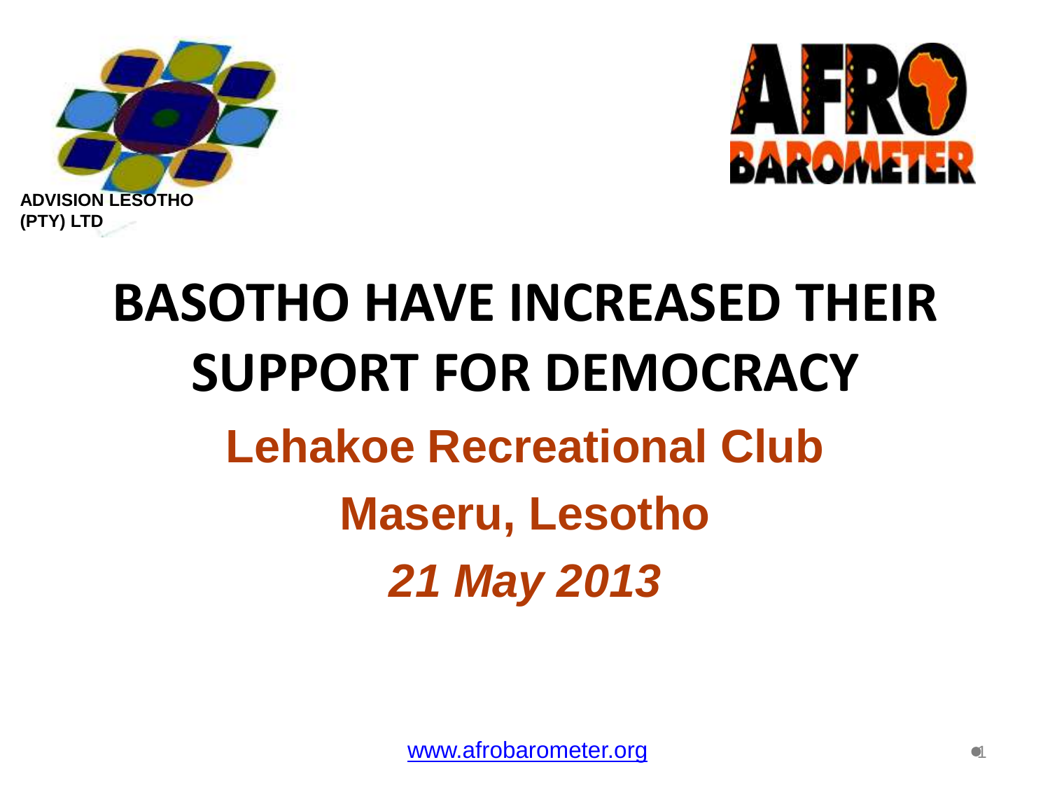ADVISION LESOTHO (PTY) LTD

# BASOTHO HAVE INCREASED THEIR SUPPORT FOR DEMOCRACY

## Lehakoe Recreational Club

## Maseru, Lesotho

## *21 May 2013*

www.afrobarometer.org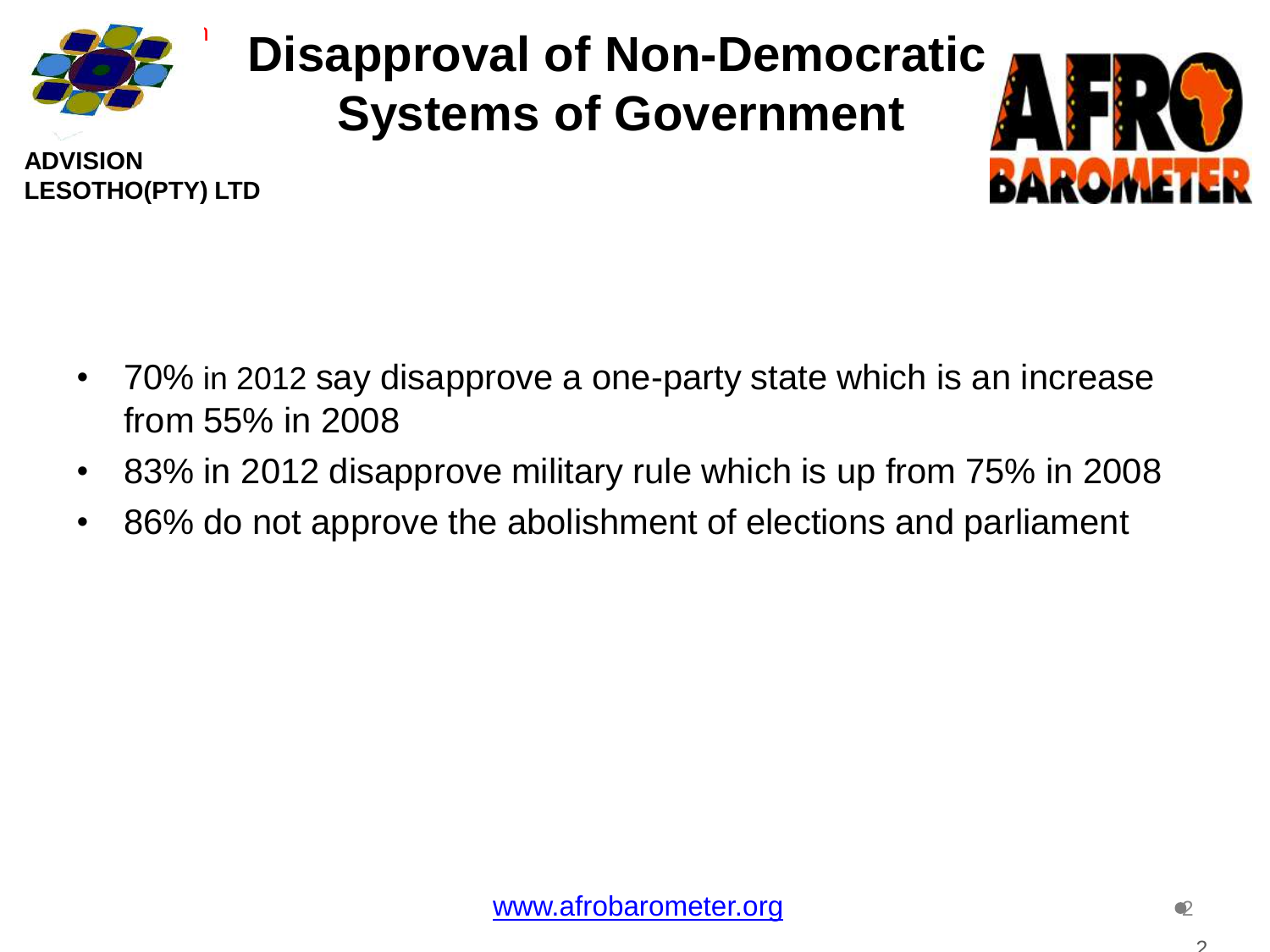ADVISION LESOTHO(PTY) LTD

# Disapproval of Non-Democratic Systems of Government

- 70% in 2012 say disapprove a one-party state which is an increase from 55% in 2008
- 83% in 2012 disapprove military rule which is up from 75% in 2008
- 86% do not approve the abolishment of elections and parliament

www.afrobarometer.org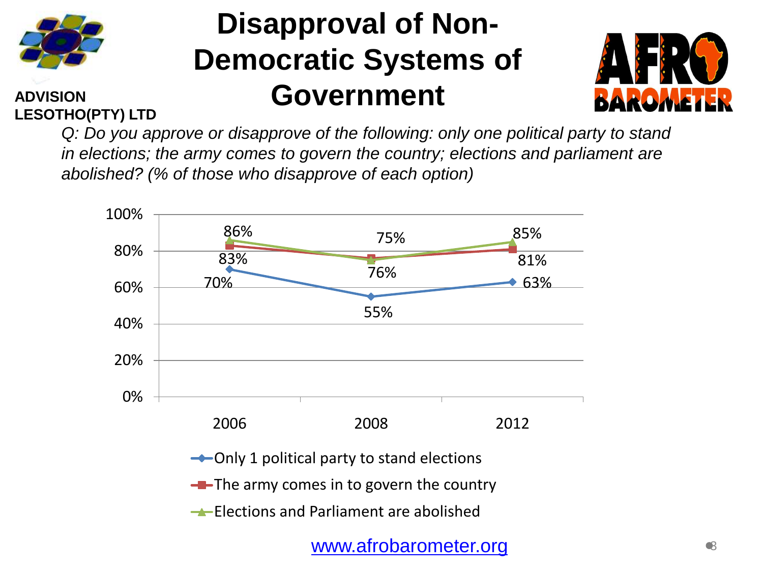ADVISION LESOTHO(PTY) LTD

# Disapproval of Non-Democratic Systems of Government

*Q: Do you approve or disapprove of the following: only one political party to stand in elections; the army comes to govern the country; elections and parliament are abolished? (% of those who disapprove of each option)*

| | 2006 | 2008 | 2012 |
|---|---|---|---|
| Only 1 political party to stand elections | 70% | 55% | 63% |
| The army comes in to govern the country | 83% | 76% | 81% |
| Elections and Parliament are abolished | 86% | 75% | 85% |

www.afrobarometer.org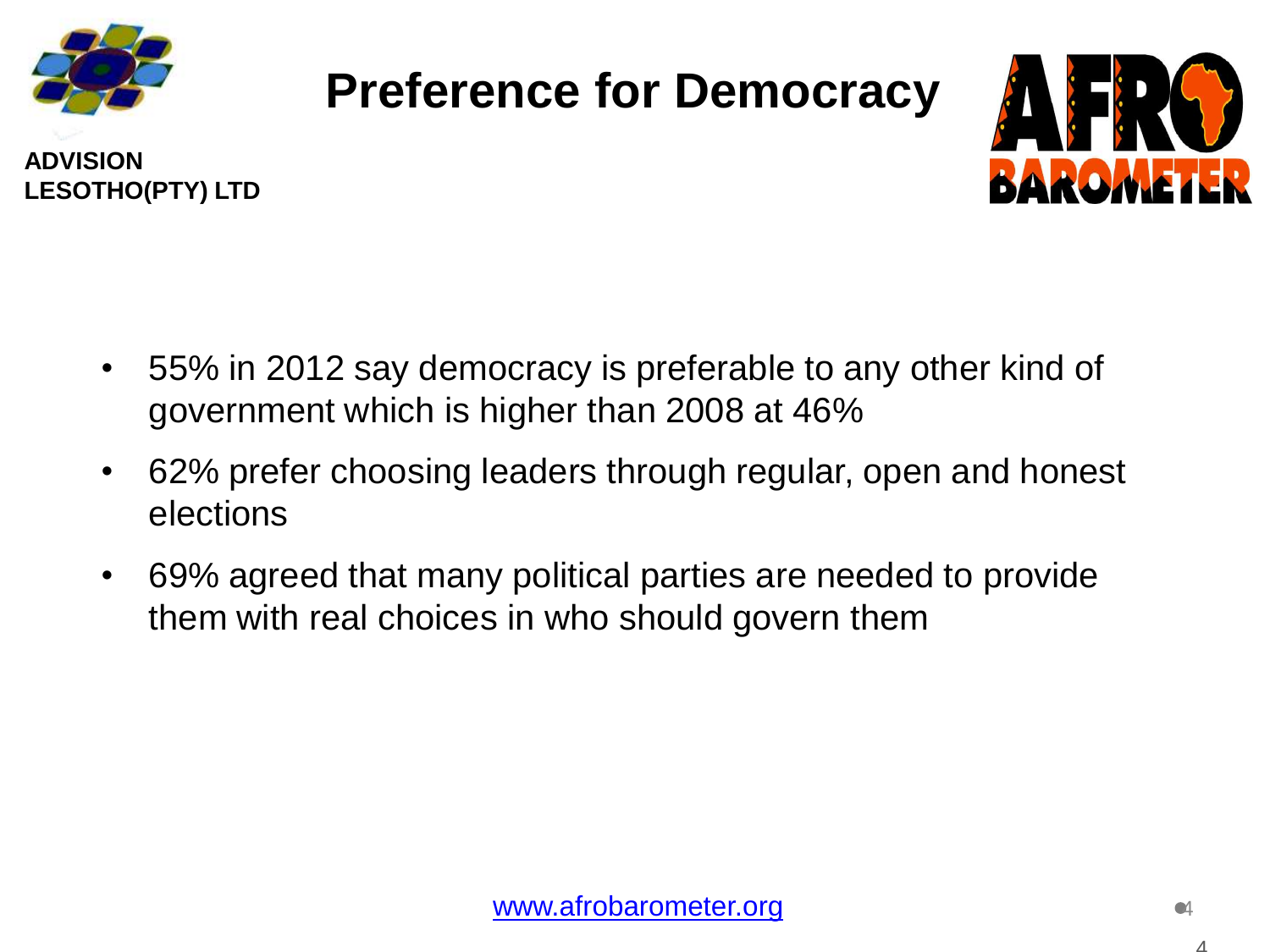# Preference for Democracy

ADVISION LESOTHO(PTY) LTD

- 55% in 2012 say democracy is preferable to any other kind of government which is higher than 2008 at 46%
- 62% prefer choosing leaders through regular, open and honest elections
- 69% agreed that many political parties are needed to provide them with real choices in who should govern them

www.afrobarometer.org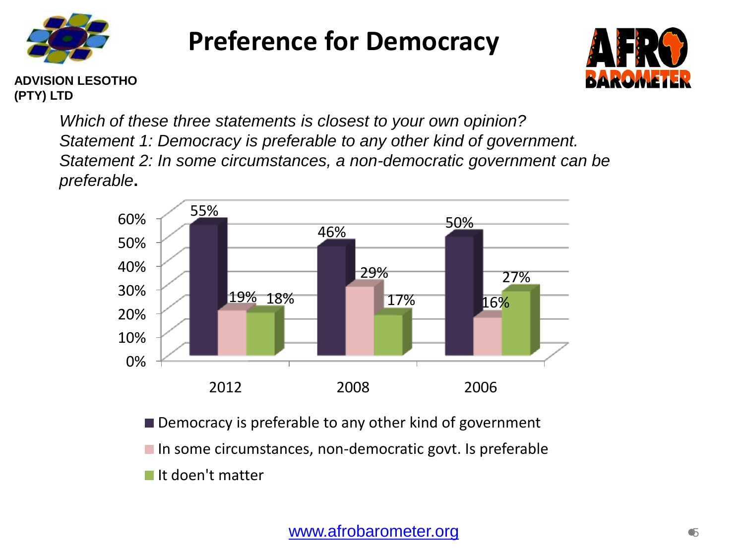ADVISION LESOTHO (PTY) LTD

# Preference for Democracy

*Which of these three statements is closest to your own opinion?*
*Statement 1: Democracy is preferable to any other kind of government.*
*Statement 2: In some circumstances, a non-democratic government can be preferable*.

| | 2012 | 2008 | 2006 |
|---|---|---|---|
| Democracy is preferable to any other kind of government | 55% | 46% | 50% |
| In some circumstances, non-democratic govt. Is preferable | 19% | 29% | 16% |
| It doen't matter | 18% | 17% | 27% |

www.afrobarometer.org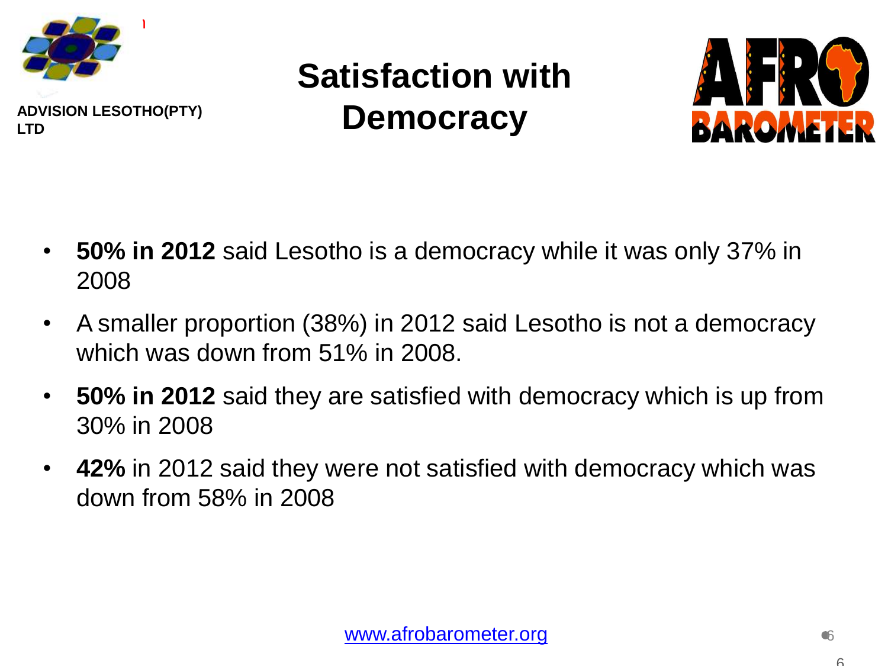ADVISION LESOTHO(PTY) LTD

# Satisfaction with Democracy

- **50% in 2012** said Lesotho is a democracy while it was only 37% in 2008
- A smaller proportion (38%) in 2012 said Lesotho is not a democracy which was down from 51% in 2008.
- **50% in 2012** said they are satisfied with democracy which is up from 30% in 2008
- **42%** in 2012 said they were not satisfied with democracy which was down from 58% in 2008

www.afrobarometer.org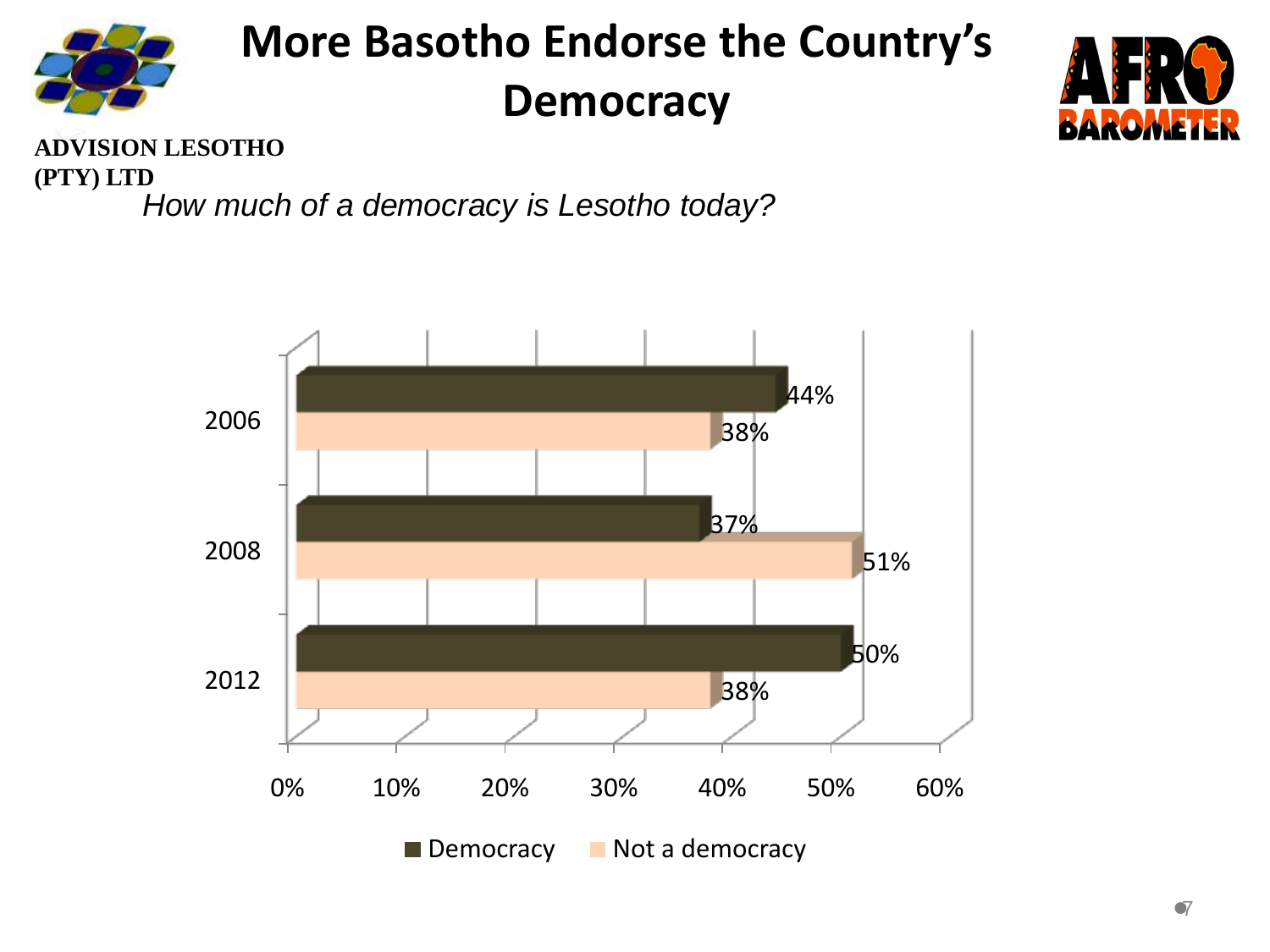# More Basotho Endorse the Country's Democracy

**ADVISION LESOTHO (PTY) LTD**

*How much of a democracy is Lesotho today?*

| Year | Democracy | Not a democracy |
|---|---|---|
| 2006 | 44% | 38% |
| 2008 | 37% | 51% |
| 2012 | 50% | 38% |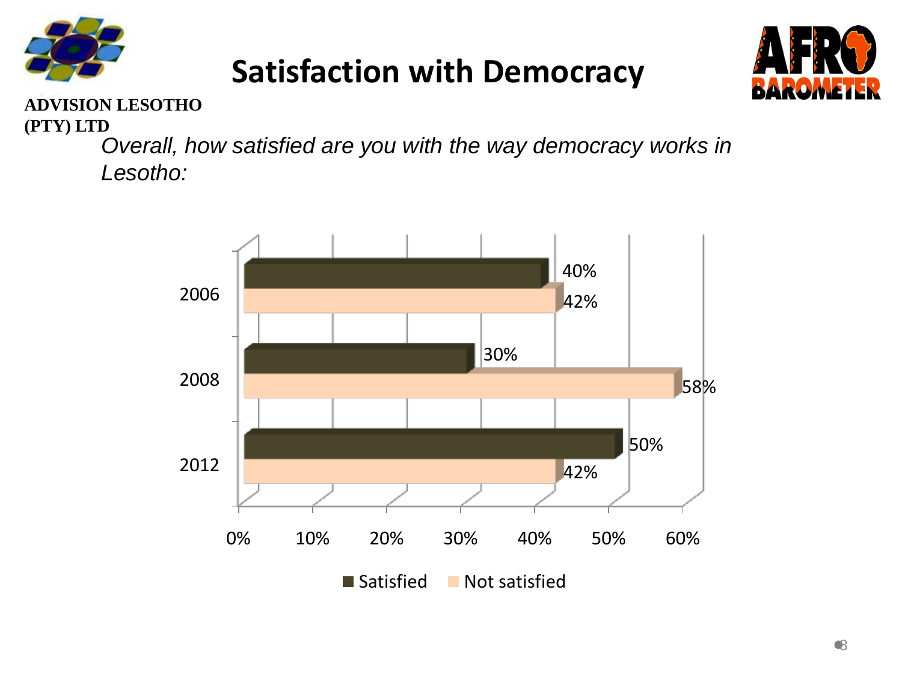# Satisfaction with Democracy

**ADVISION LESOTHO (PTY) LTD**

*Overall, how satisfied are you with the way democracy works in Lesotho:*

| Year | Satisfied | Not satisfied |
| --- | --- | --- |
| 2006 | 40% | 42% |
| 2008 | 30% | 58% |
| 2012 | 50% | 42% |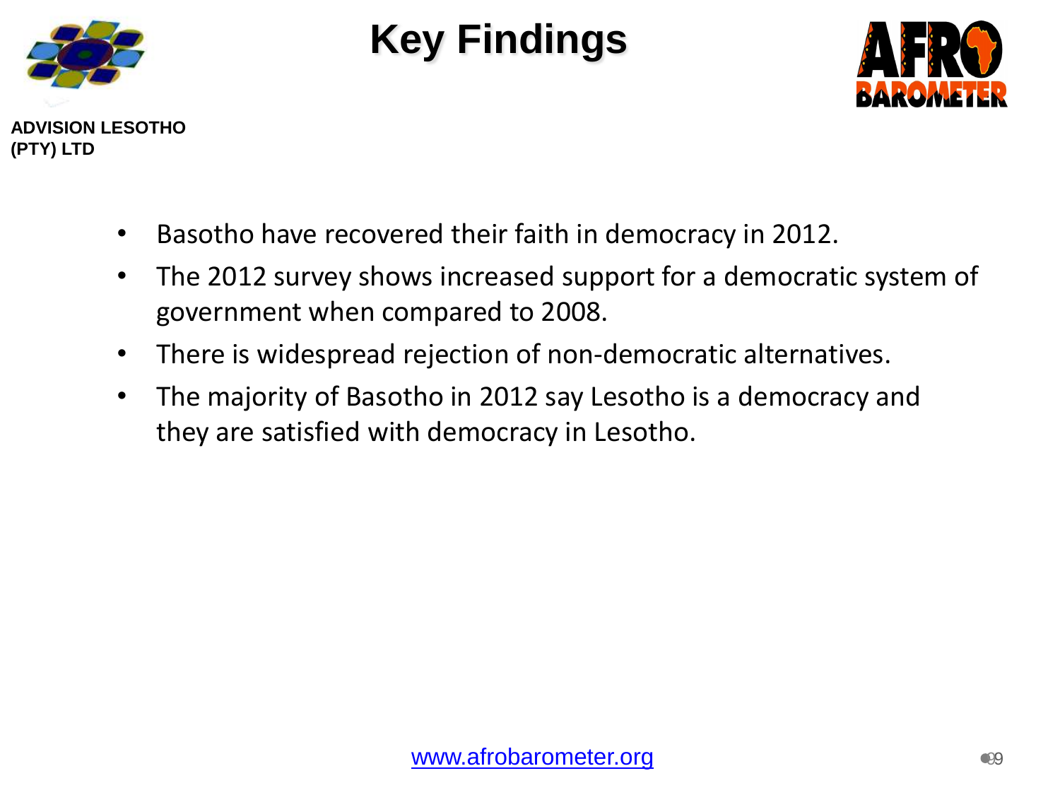# Key Findings

ADVISION LESOTHO (PTY) LTD

- Basotho have recovered their faith in democracy in 2012.
- The 2012 survey shows increased support for a democratic system of government when compared to 2008.
- There is widespread rejection of non-democratic alternatives.
- The majority of Basotho in 2012 say Lesotho is a democracy and they are satisfied with democracy in Lesotho.

www.afrobarometer.org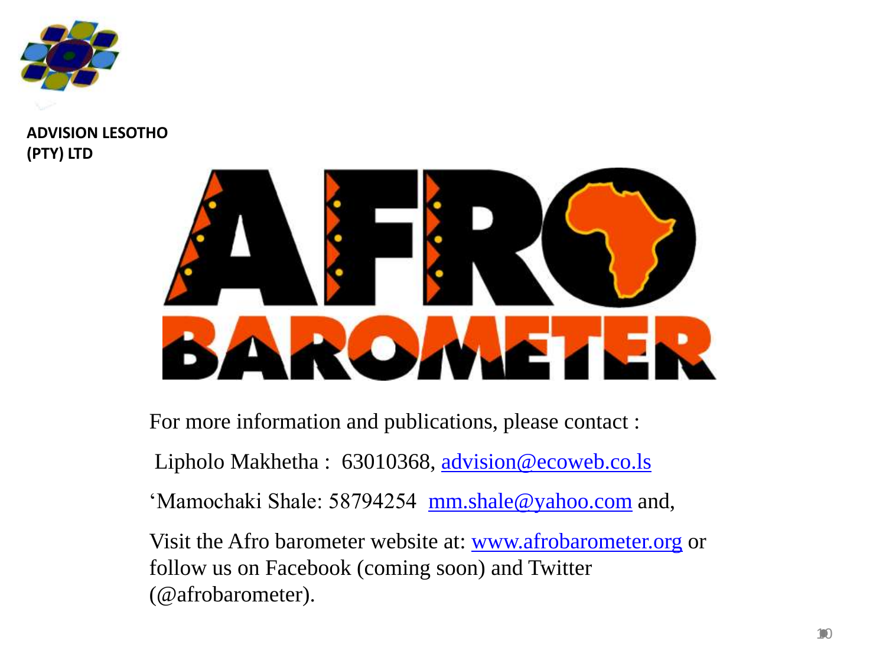**ADVISION LESOTHO (PTY) LTD**

For more information and publications, please contact :

Lipholo Makhetha : 63010368, advision@ecoweb.co.ls

'Mamochaki Shale: 58794254 mm.shale@yahoo.com and,

Visit the Afro barometer website at: www.afrobarometer.org or follow us on Facebook (coming soon) and Twitter (@afrobarometer).